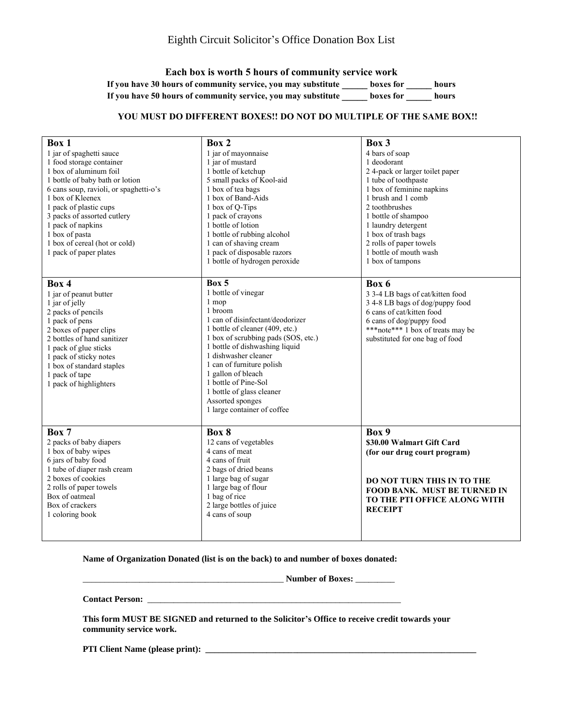# Eighth Circuit Solicitor's Office Donation Box List

**Each box is worth 5 hours of community service work**

**If you have 30 hours of community service, you may substitute ______ boxes for ______ hours**

**If you have 50 hours of community service, you may substitute ______ boxes for ______ hours**

**YOU MUST DO DIFFERENT BOXES!! DO NOT DO MULTIPLE OF THE SAME BOX!!**

| **Box 1** | **Box 2** | **Box 3** |
|---|---|---|
| 1 jar of spaghetti sauce<br>1 food storage container<br>1 box of aluminum foil<br>1 bottle of baby bath or lotion<br>6 cans soup, ravioli, or spaghetti-o's<br>1 box of Kleenex<br>1 pack of plastic cups<br>3 packs of assorted cutlery<br>1 pack of napkins<br>1 box of pasta<br>1 box of cereal (hot or cold)<br>1 pack of paper plates | 1 jar of mayonnaise<br>1 jar of mustard<br>1 bottle of ketchup<br>5 small packs of Kool-aid<br>1 box of tea bags<br>1 box of Band-Aids<br>1 box of Q-Tips<br>1 pack of crayons<br>1 bottle of lotion<br>1 bottle of rubbing alcohol<br>1 can of shaving cream<br>1 pack of disposable razors<br>1 bottle of hydrogen peroxide | 4 bars of soap<br>1 deodorant<br>2 4-pack or larger toilet paper<br>1 tube of toothpaste<br>1 box of feminine napkins<br>1 brush and 1 comb<br>2 toothbrushes<br>1 bottle of shampoo<br>1 laundry detergent<br>1 box of trash bags<br>2 rolls of paper towels<br>1 bottle of mouth wash<br>1 box of tampons |
| **Box 4** | **Box 5** | **Box 6** |
| 1 jar of peanut butter<br>1 jar of jelly<br>2 packs of pencils<br>1 pack of pens<br>2 boxes of paper clips<br>2 bottles of hand sanitizer<br>1 pack of glue sticks<br>1 pack of sticky notes<br>1 box of standard staples<br>1 pack of tape<br>1 pack of highlighters | 1 bottle of vinegar<br>1 mop<br>1 broom<br>1 can of disinfectant/deodorizer<br>1 bottle of cleaner (409, etc.)<br>1 box of scrubbing pads (SOS, etc.)<br>1 bottle of dishwashing liquid<br>1 dishwasher cleaner<br>1 can of furniture polish<br>1 gallon of bleach<br>1 bottle of Pine-Sol<br>1 bottle of glass cleaner<br>Assorted sponges<br>1 large container of coffee | 3 3-4 LB bags of cat/kitten food<br>3 4-8 LB bags of dog/puppy food<br>6 cans of cat/kitten food<br>6 cans of dog/puppy food<br>***note*** 1 box of treats may be substituted for one bag of food |
| **Box 7** | **Box 8** | **Box 9** |
| 2 packs of baby diapers<br>1 box of baby wipes<br>6 jars of baby food<br>1 tube of diaper rash cream<br>2 boxes of cookies<br>2 rolls of paper towels<br>Box of oatmeal<br>Box of crackers<br>1 coloring book | 12 cans of vegetables<br>4 cans of meat<br>4 cans of fruit<br>2 bags of dried beans<br>1 large bag of sugar<br>1 large bag of flour<br>1 bag of rice<br>2 large bottles of juice<br>4 cans of soup | **$30.00 Walmart Gift Card**<br>**(for our drug court program)**<br><br>**DO NOT TURN THIS IN TO THE FOOD BANK. MUST BE TURNED IN TO THE PTI OFFICE ALONG WITH RECEIPT** |

**Name of Organization Donated (list is on the back) to and number of boxes donated:**

_______________________________________________ **Number of Boxes:** _________

**Contact Person:** ____________________________________________________________

**This form MUST BE SIGNED and returned to the Solicitor's Office to receive credit towards your community service work.**

**PTI Client Name (please print):** _________________________________________________________________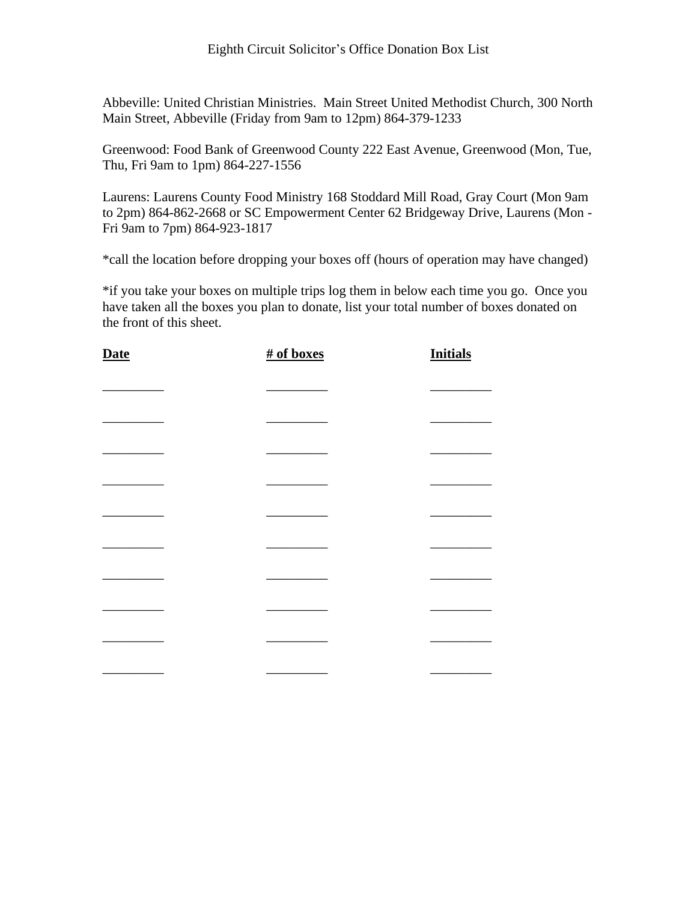# Eighth Circuit Solicitor's Office Donation Box List

Abbeville: United Christian Ministries. Main Street United Methodist Church, 300 North Main Street, Abbeville (Friday from 9am to 12pm) 864-379-1233

Greenwood: Food Bank of Greenwood County 222 East Avenue, Greenwood (Mon, Tue, Thu, Fri 9am to 1pm) 864-227-1556

Laurens: Laurens County Food Ministry 168 Stoddard Mill Road, Gray Court (Mon 9am to 2pm) 864-862-2668 or SC Empowerment Center 62 Bridgeway Drive, Laurens (Mon - Fri 9am to 7pm) 864-923-1817

*call the location before dropping your boxes off (hours of operation may have changed)

*if you take your boxes on multiple trips log them in below each time you go. Once you have taken all the boxes you plan to donate, list your total number of boxes donated on the front of this sheet.

| **Date** | **# of boxes** | **Initials** |
|---|---|---|
| _________ | _________ | _________ |
| _________ | _________ | _________ |
| _________ | _________ | _________ |
| _________ | _________ | _________ |
| _________ | _________ | _________ |
| _________ | _________ | _________ |
| _________ | _________ | _________ |
| _________ | _________ | _________ |
| _________ | _________ | _________ |
| _________ | _________ | _________ |